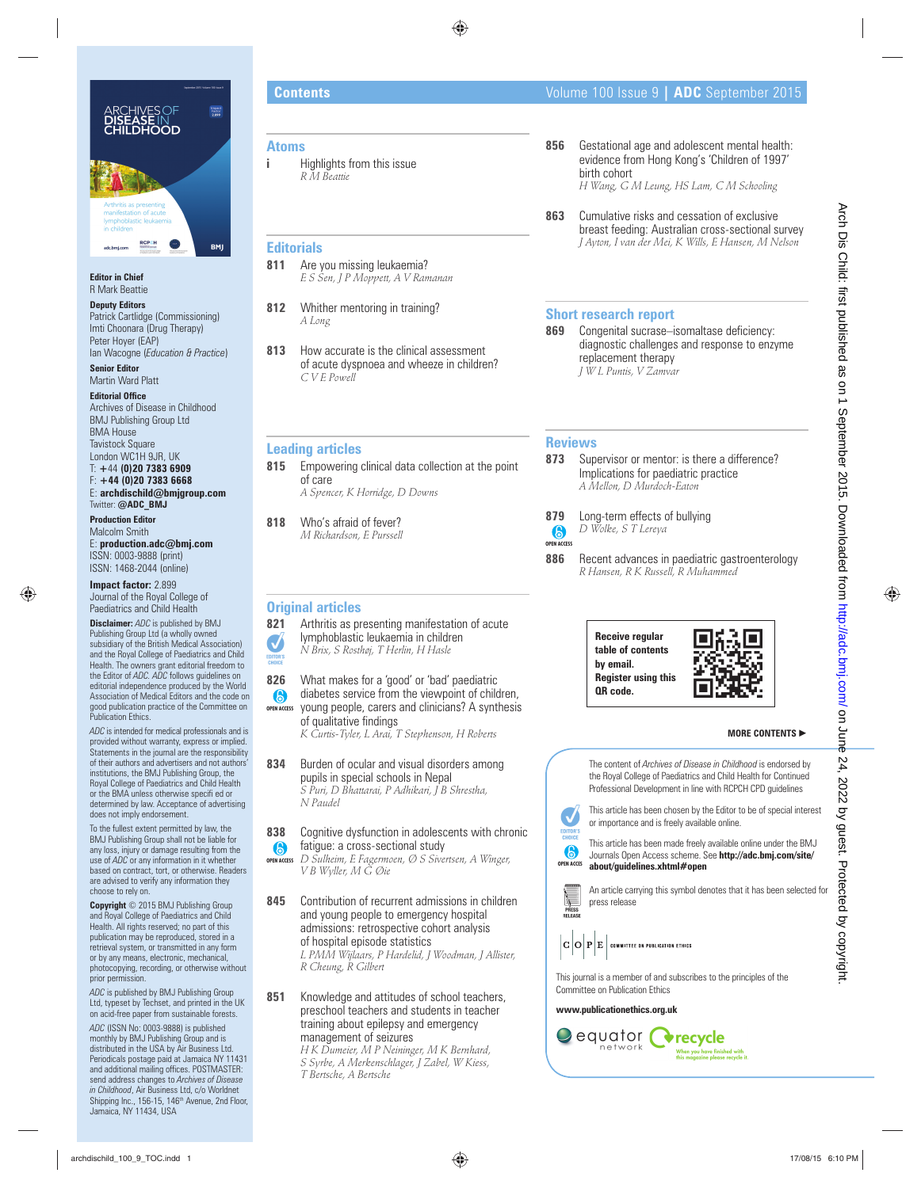# Contents

Volume 100 Issue 9 | **ADC** September 2015

## Atoms

**i** Highlights from this issue
*R M Beattie*

## Editorials

**811** Are you missing leukaemia?
*E S Sen, J P Moppett, A V Ramanan*

**812** Whither mentoring in training?
*A Long*

**813** How accurate is the clinical assessment of acute dyspnoea and wheeze in children?
*C V E Powell*

## Leading articles

**815** Empowering clinical data collection at the point of care
*A Spencer, K Horridge, D Downs*

**818** Who's afraid of fever?
*M Richardson, E Purssell*

## Original articles

**821** Arthritis as presenting manifestation of acute lymphoblastic leukaemia in children (EDITOR'S CHOICE)
*N Brix, S Rosthøj, T Herlin, H Hasle*

**826** What makes for a 'good' or 'bad' paediatric diabetes service from the viewpoint of children, young people, carers and clinicians? A synthesis of qualitative findings (OPEN ACCESS)
*K Curtis-Tyler, L Arai, T Stephenson, H Roberts*

**834** Burden of ocular and visual disorders among pupils in special schools in Nepal
*S Puri, D Bhattarai, P Adhikari, J B Shrestha, N Paudel*

**838** Cognitive dysfunction in adolescents with chronic fatigue: a cross-sectional study (OPEN ACCESS)
*D Sulheim, E Fagermoen, Ø S Sivertsen, A Winger, V B Wyller, M G Øie*

**845** Contribution of recurrent admissions in children and young people to emergency hospital admissions: retrospective cohort analysis of hospital episode statistics
*L PMM Wijlaars, P Hardelid, J Woodman, J Allister, R Cheung, R Gilbert*

**851** Knowledge and attitudes of school teachers, preschool teachers and students in teacher training about epilepsy and emergency management of seizures
*H K Dumeier, M P Neininger, M K Bernhard, S Syrbe, A Merkenschlager, J Zabel, W Kiess, T Bertsche, A Bertsche*

**856** Gestational age and adolescent mental health: evidence from Hong Kong's 'Children of 1997' birth cohort
*H Wang, G M Leung, HS Lam, C M Schooling*

**863** Cumulative risks and cessation of exclusive breast feeding: Australian cross-sectional survey
*J Ayton, I van der Mei, K Wills, E Hansen, M Nelson*

## Short research report

**869** Congenital sucrase–isomaltase deficiency: diagnostic challenges and response to enzyme replacement therapy
*J W L Puntis, V Zamvar*

## Reviews

**873** Supervisor or mentor: is there a difference? Implications for paediatric practice
*A Mellon, D Murdoch-Eaton*

**879** Long-term effects of bullying (OPEN ACCESS)
*D Wolke, S T Lereya*

**886** Recent advances in paediatric gastroenterology
*R Hansen, R K Russell, R Muhammed*

**Receive regular table of contents by email. Register using this QR code.**

**MORE CONTENTS ►**

The content of *Archives of Disease in Childhood* is endorsed by the Royal College of Paediatrics and Child Health for Continued Professional Development in line with RCPCH CPD guidelines

EDITOR'S CHOICE: This article has been chosen by the Editor to be of special interest or importance and is freely available online.

OPEN ACCESS: This article has been made freely available online under the BMJ Journals Open Access scheme. See **http://adc.bmj.com/site/about/guidelines.xhtml#open**

PRESS RELEASE: An article carrying this symbol denotes that it has been selected for press release

COPE COMMITTEE ON PUBLICATION ETHICS

This journal is a member of and subscribes to the principles of the Committee on Publication Ethics

**www.publicationethics.org.uk**

equator network — recycle: When you have finished with this magazine please recycle it.

---

**Editor in Chief**
R Mark Beattie

**Deputy Editors**
Patrick Cartlidge (Commissioning)
Imti Choonara (Drug Therapy)
Peter Hoyer (EAP)
Ian Wacogne (*Education & Practice*)

**Senior Editor**
Martin Ward Platt

**Editorial Office**
Archives of Disease in Childhood
BMJ Publishing Group Ltd
BMA House
Tavistock Square
London WC1H 9JR, UK
T: +44 **(0)20 7383 6909**
F: **+44 (0)20 7383 6668**
E: **archdischild@bmjgroup.com**
Twitter: **@ADC_BMJ**

**Production Editor**
Malcolm Smith
E: **production.adc@bmj.com**
ISSN: 0003-9888 (print)
ISSN: 1468-2044 (online)

**Impact factor:** 2.899
Journal of the Royal College of Paediatrics and Child Health

**Disclaimer:** *ADC* is published by BMJ Publishing Group Ltd (a wholly owned subsidiary of the British Medical Association) and the Royal College of Paediatrics and Child Health. The owners grant editorial freedom to the Editor of *ADC*. *ADC* follows guidelines on editorial independence produced by the World Association of Medical Editors and the code on good publication practice of the Committee on Publication Ethics.

*ADC* is intended for medical professionals and is provided without warranty, express or implied. Statements in the journal are the responsibility of their authors and advertisers and not authors' institutions, the BMJ Publishing Group, the Royal College of Paediatrics and Child Health or the BMA unless otherwise specifi ed or determined by law. Acceptance of advertising does not imply endorsement.

To the fullest extent permitted by law, the BMJ Publishing Group shall not be liable for any loss, injury or damage resulting from the use of *ADC* or any information in it whether based on contract, tort, or otherwise. Readers are advised to verify any information they choose to rely on.

**Copyright** © 2015 BMJ Publishing Group and Royal College of Paediatrics and Child Health. All rights reserved; no part of this publication may be reproduced, stored in a retrieval system, or transmitted in any form or by any means, electronic, mechanical, photocopying, recording, or otherwise without prior permission.

*ADC* is published by BMJ Publishing Group Ltd, typeset by Techset, and printed in the UK on acid-free paper from sustainable forests.

*ADC* (ISSN No: 0003-9888) is published monthly by BMJ Publishing Group and is distributed in the USA by Air Business Ltd. Periodicals postage paid at Jamaica NY 11431 and additional mailing offices. POSTMASTER: send address changes to *Archives of Disease in Childhood*, Air Business Ltd, c/o Worldnet Shipping Inc., 156-15, 146th Avenue, 2nd Floor, Jamaica, NY 11434, USA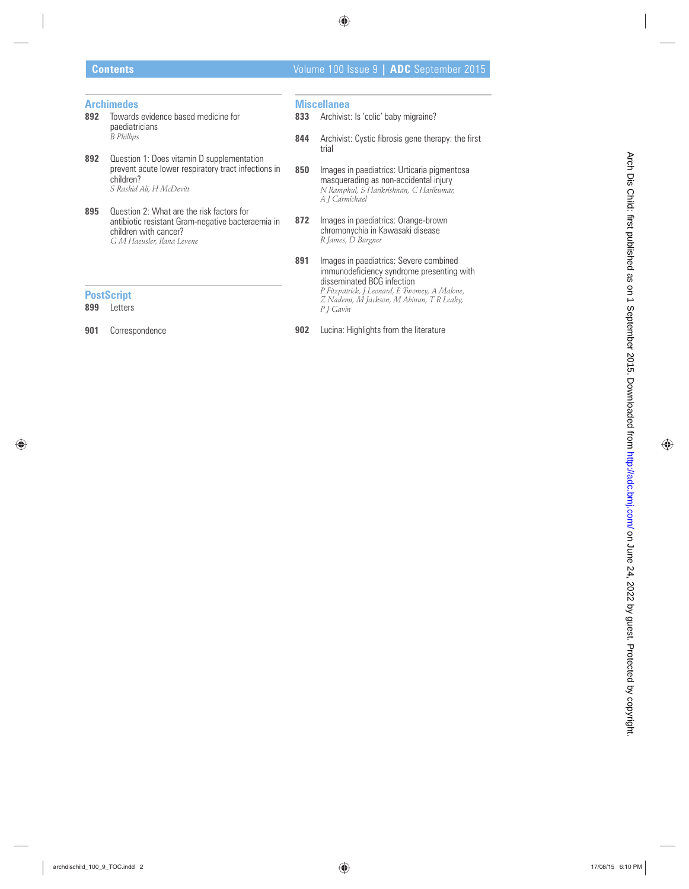## Contents

### Archimedes

**892** Towards evidence based medicine for paediatricians
*B Phillips*

**892** Question 1: Does vitamin D supplementation prevent acute lower respiratory tract infections in children?
*S Rashid Ali, H McDevitt*

**895** Question 2: What are the risk factors for antibiotic resistant Gram-negative bacteraemia in children with cancer?
*G M Haeusler, Ilana Levene*

### PostScript

**899** Letters

**901** Correspondence

### Miscellanea

**833** Archivist: Is 'colic' baby migraine?

**844** Archivist: Cystic fibrosis gene therapy: the first trial

**850** Images in paediatrics: Urticaria pigmentosa masquerading as non-accidental injury
*N Ramphul, S Harikrishnan, C Harikumar, A J Carmichael*

**872** Images in paediatrics: Orange-brown chromonychia in Kawasaki disease
*R James, D Burgner*

**891** Images in paediatrics: Severe combined immunodeficiency syndrome presenting with disseminated BCG infection
*P Fitzpatrick, J Leonard, E Twomey, A Malone, Z Nademi, M Jackson, M Abinun, T R Leahy, P J Gavin*

**902** Lucina: Highlights from the literature